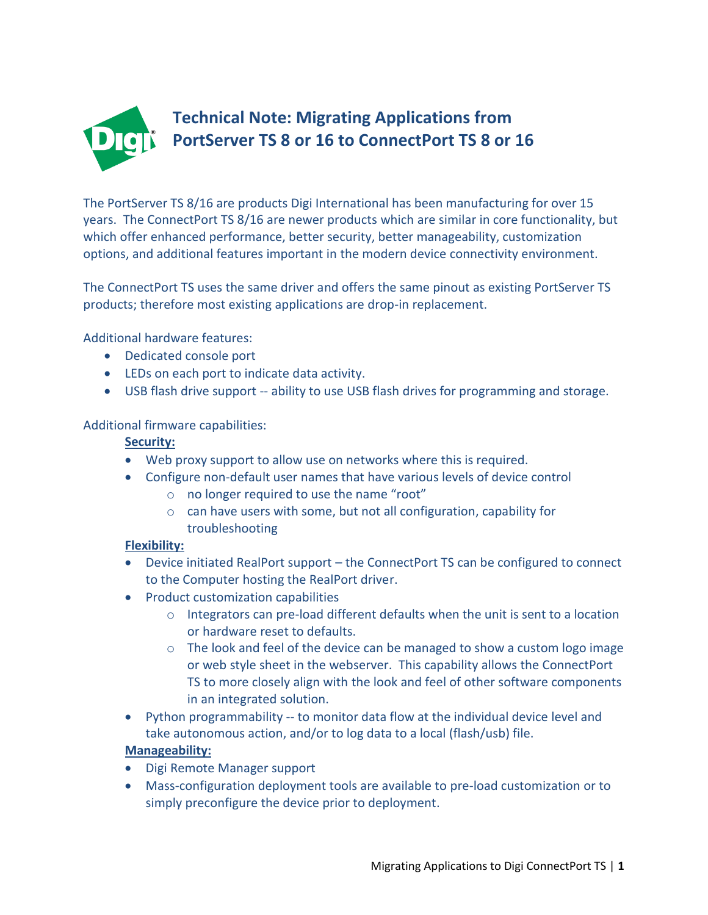# Technical Note: Migrating Applications from PortServer TS 8 or 16 to ConnectPort TS 8 or 16

The PortServer TS 8/16 are products Digi International has been manufacturing for over 15 years. The ConnectPort TS 8/16 are newer products which are similar in core functionality, but which offer enhanced performance, better security, better manageability, customization options, and additional features important in the modern device connectivity environment.

The ConnectPort TS uses the same driver and offers the same pinout as existing PortServer TS products; therefore most existing applications are drop-in replacement.

Additional hardware features:

- Dedicated console port
- LEDs on each port to indicate data activity.
- USB flash drive support -- ability to use USB flash drives for programming and storage.

Additional firmware capabilities:

**Security:**

- Web proxy support to allow use on networks where this is required.
- Configure non-default user names that have various levels of device control
  - no longer required to use the name "root"
  - can have users with some, but not all configuration, capability for troubleshooting

**Flexibility:**

- Device initiated RealPort support – the ConnectPort TS can be configured to connect to the Computer hosting the RealPort driver.
- Product customization capabilities
  - Integrators can pre-load different defaults when the unit is sent to a location or hardware reset to defaults.
  - The look and feel of the device can be managed to show a custom logo image or web style sheet in the webserver. This capability allows the ConnectPort TS to more closely align with the look and feel of other software components in an integrated solution.
- Python programmability -- to monitor data flow at the individual device level and take autonomous action, and/or to log data to a local (flash/usb) file.

**Manageability:**

- Digi Remote Manager support
- Mass-configuration deployment tools are available to pre-load customization or to simply preconfigure the device prior to deployment.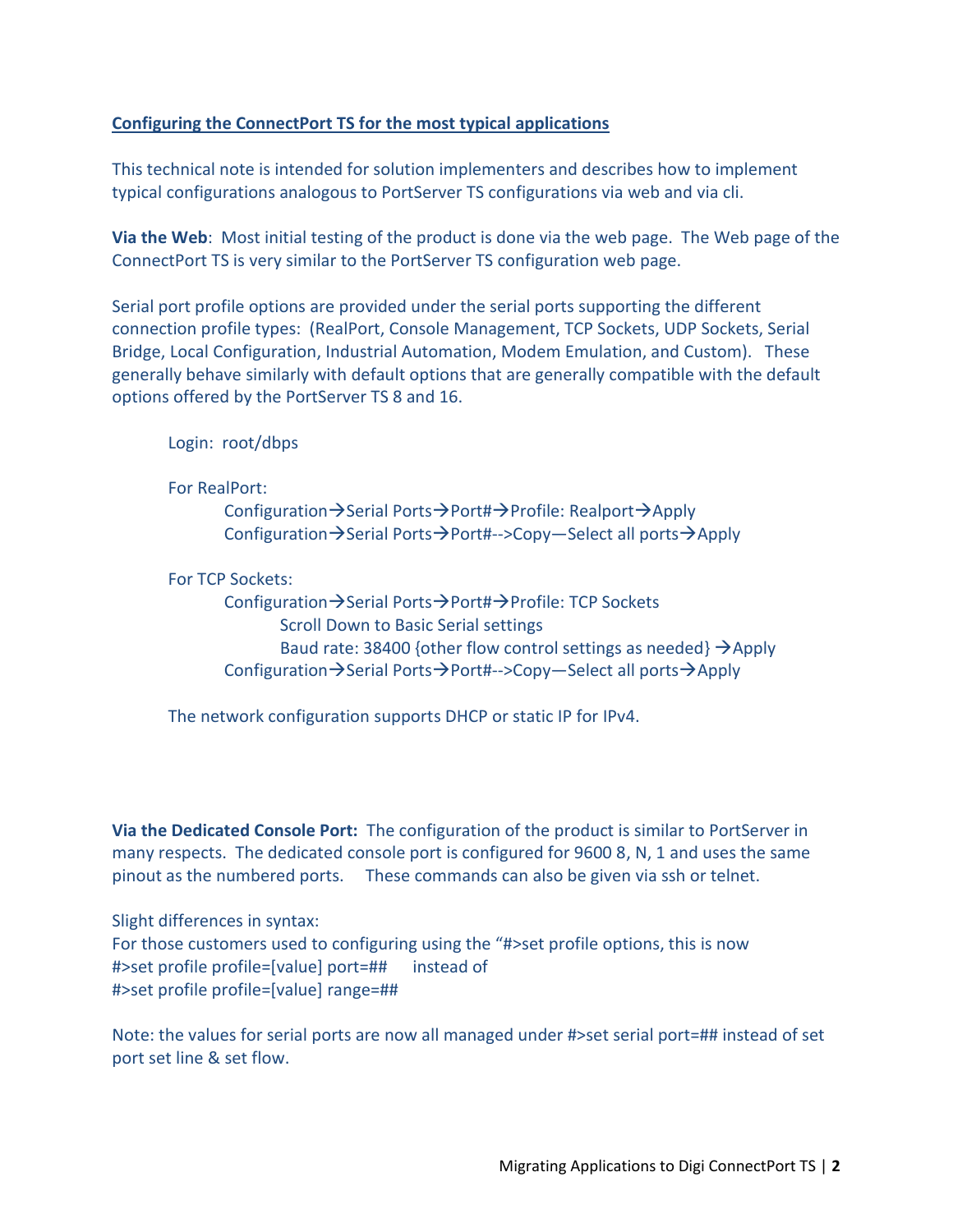## Configuring the ConnectPort TS for the most typical applications

This technical note is intended for solution implementers and describes how to implement typical configurations analogous to PortServer TS configurations via web and via cli.

**Via the Web**: Most initial testing of the product is done via the web page. The Web page of the ConnectPort TS is very similar to the PortServer TS configuration web page.

Serial port profile options are provided under the serial ports supporting the different connection profile types: (RealPort, Console Management, TCP Sockets, UDP Sockets, Serial Bridge, Local Configuration, Industrial Automation, Modem Emulation, and Custom). These generally behave similarly with default options that are generally compatible with the default options offered by the PortServer TS 8 and 16.

Login: root/dbps

For RealPort:

- Configuration→Serial Ports→Port#→Profile: Realport→Apply
- Configuration→Serial Ports→Port#-->Copy—Select all ports→Apply

For TCP Sockets:

- Configuration→Serial Ports→Port#→Profile: TCP Sockets
  - Scroll Down to Basic Serial settings
  - Baud rate: 38400 {other flow control settings as needed} →Apply
- Configuration→Serial Ports→Port#-->Copy—Select all ports→Apply

The network configuration supports DHCP or static IP for IPv4.

**Via the Dedicated Console Port:** The configuration of the product is similar to PortServer in many respects. The dedicated console port is configured for 9600 8, N, 1 and uses the same pinout as the numbered ports. These commands can also be given via ssh or telnet.

Slight differences in syntax:
For those customers used to configuring using the "#>set profile options, this is now
#>set profile profile=[value] port=## instead of
#>set profile profile=[value] range=##

Note: the values for serial ports are now all managed under #>set serial port=## instead of set port set line & set flow.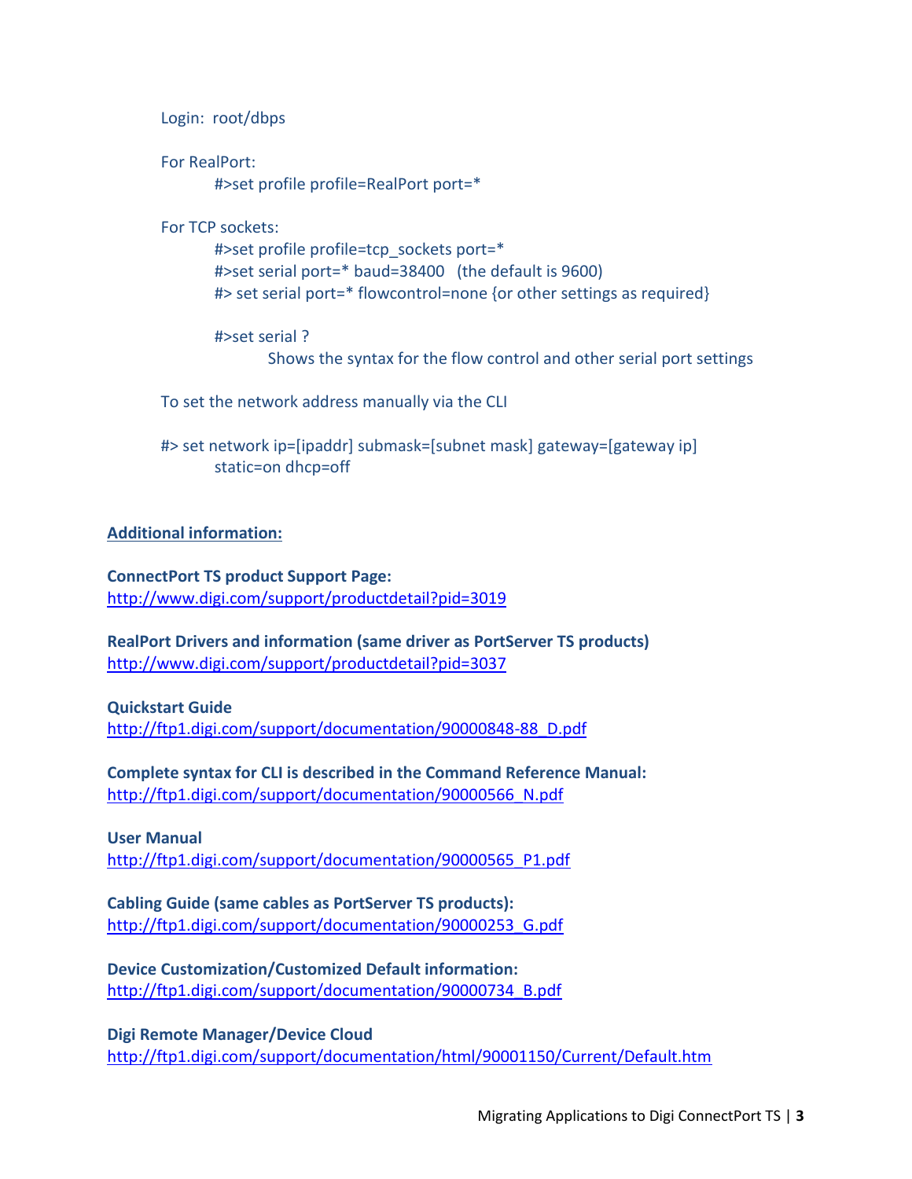Login: root/dbps

For RealPort:

```
#>set profile profile=RealPort port=*
```

For TCP sockets:

```
#>set profile profile=tcp_sockets port=*
#>set serial port=* baud=38400   (the default is 9600)
#> set serial port=* flowcontrol=none {or other settings as required}

#>set serial ?
        Shows the syntax for the flow control and other serial port settings
```

To set the network address manually via the CLI

```
#> set network ip=[ipaddr] submask=[subnet mask] gateway=[gateway ip]
        static=on dhcp=off
```

## Additional information:

**ConnectPort TS product Support Page:**
http://www.digi.com/support/productdetail?pid=3019

**RealPort Drivers and information (same driver as PortServer TS products)**
http://www.digi.com/support/productdetail?pid=3037

**Quickstart Guide**
http://ftp1.digi.com/support/documentation/90000848-88_D.pdf

**Complete syntax for CLI is described in the Command Reference Manual:**
http://ftp1.digi.com/support/documentation/90000566_N.pdf

**User Manual**
http://ftp1.digi.com/support/documentation/90000565_P1.pdf

**Cabling Guide (same cables as PortServer TS products):**
http://ftp1.digi.com/support/documentation/90000253_G.pdf

**Device Customization/Customized Default information:**
http://ftp1.digi.com/support/documentation/90000734_B.pdf

**Digi Remote Manager/Device Cloud**
http://ftp1.digi.com/support/documentation/html/90001150/Current/Default.htm